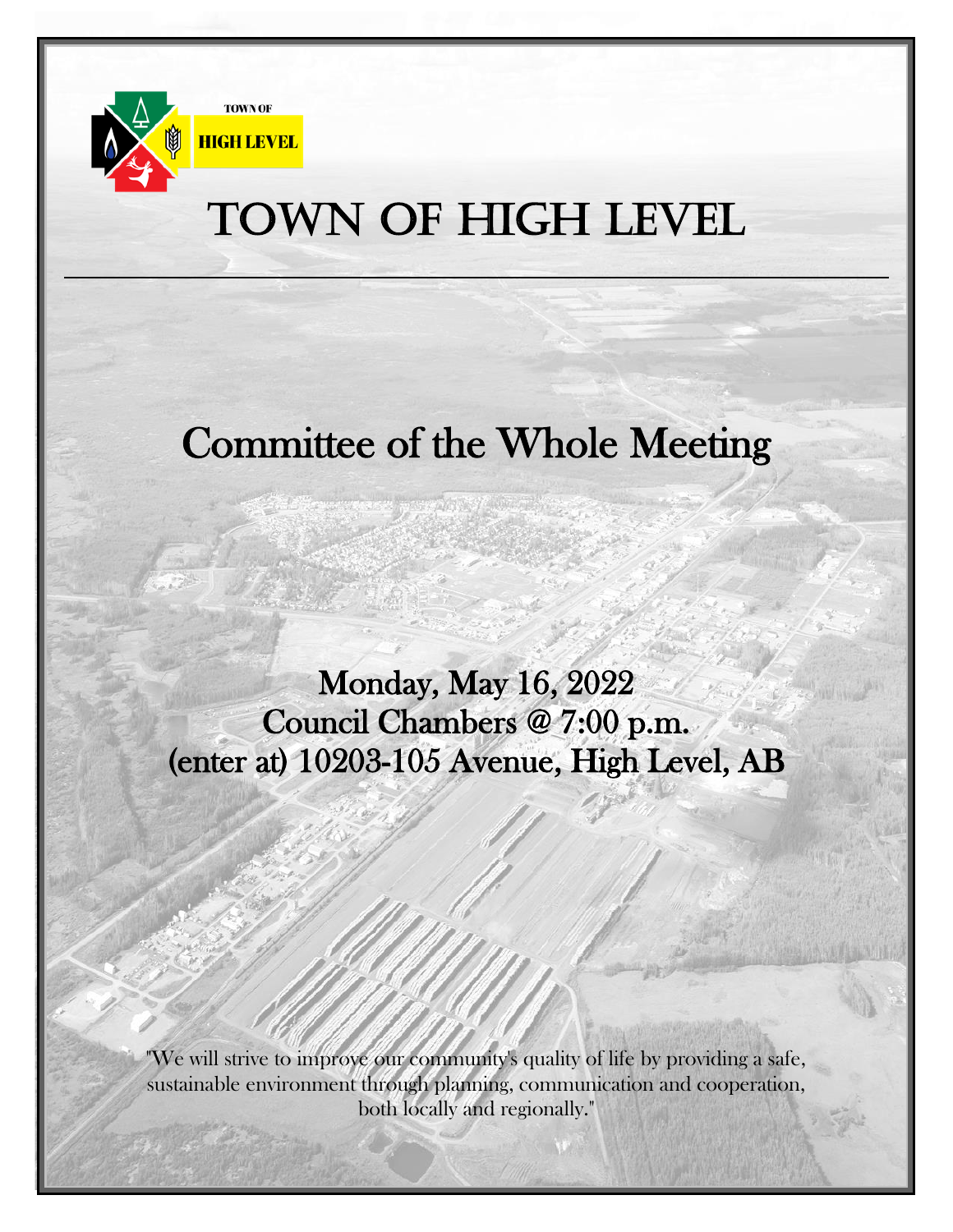TOWN OF
HIGH LEVEL

# TOWN OF HIGH LEVEL

## Committee of the Whole Meeting

**Monday, May 16, 2022**
**Council Chambers @ 7:00 p.m.**
**(enter at) 10203-105 Avenue, High Level, AB**

"We will strive to improve our community's quality of life by providing a safe, sustainable environment through planning, communication and cooperation, both locally and regionally."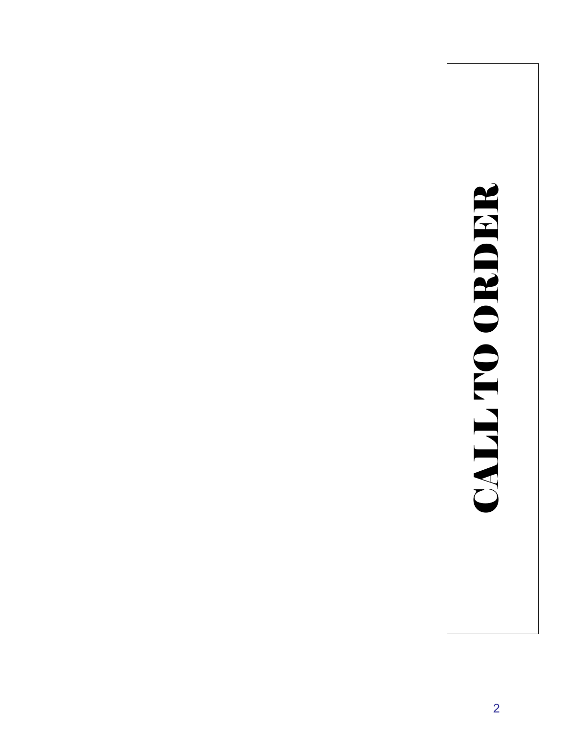# CALL TO ORDER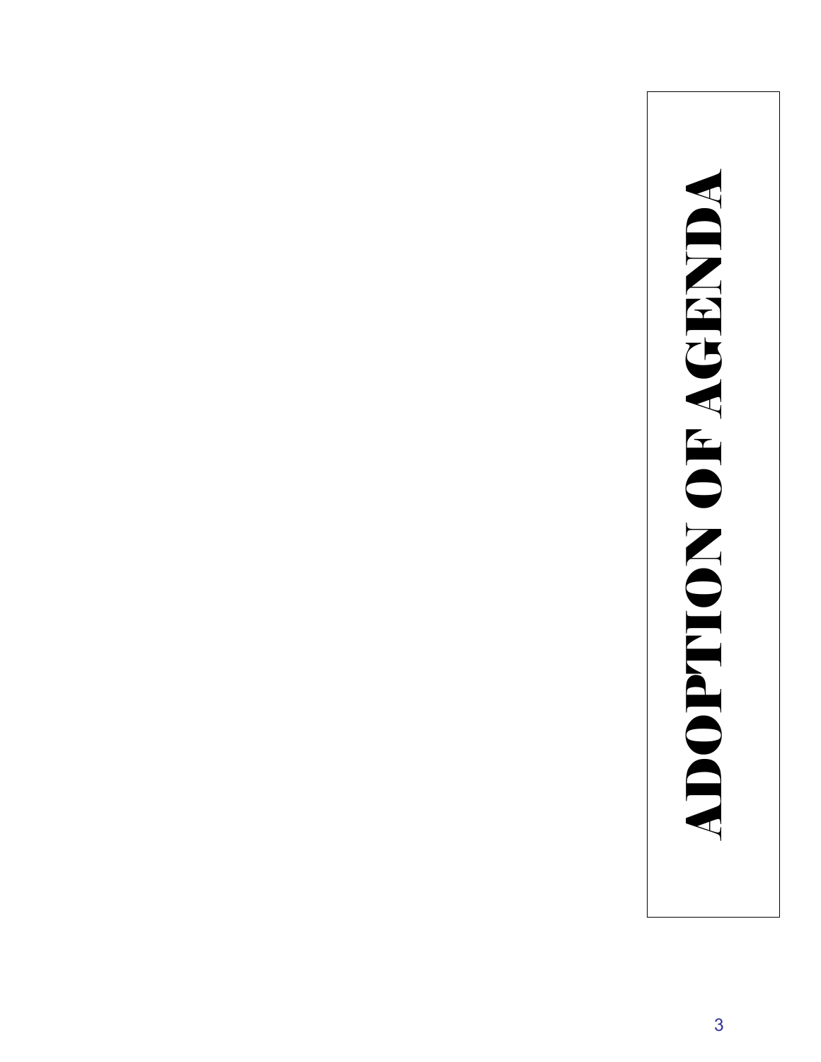# ADOPTION OF AGENDA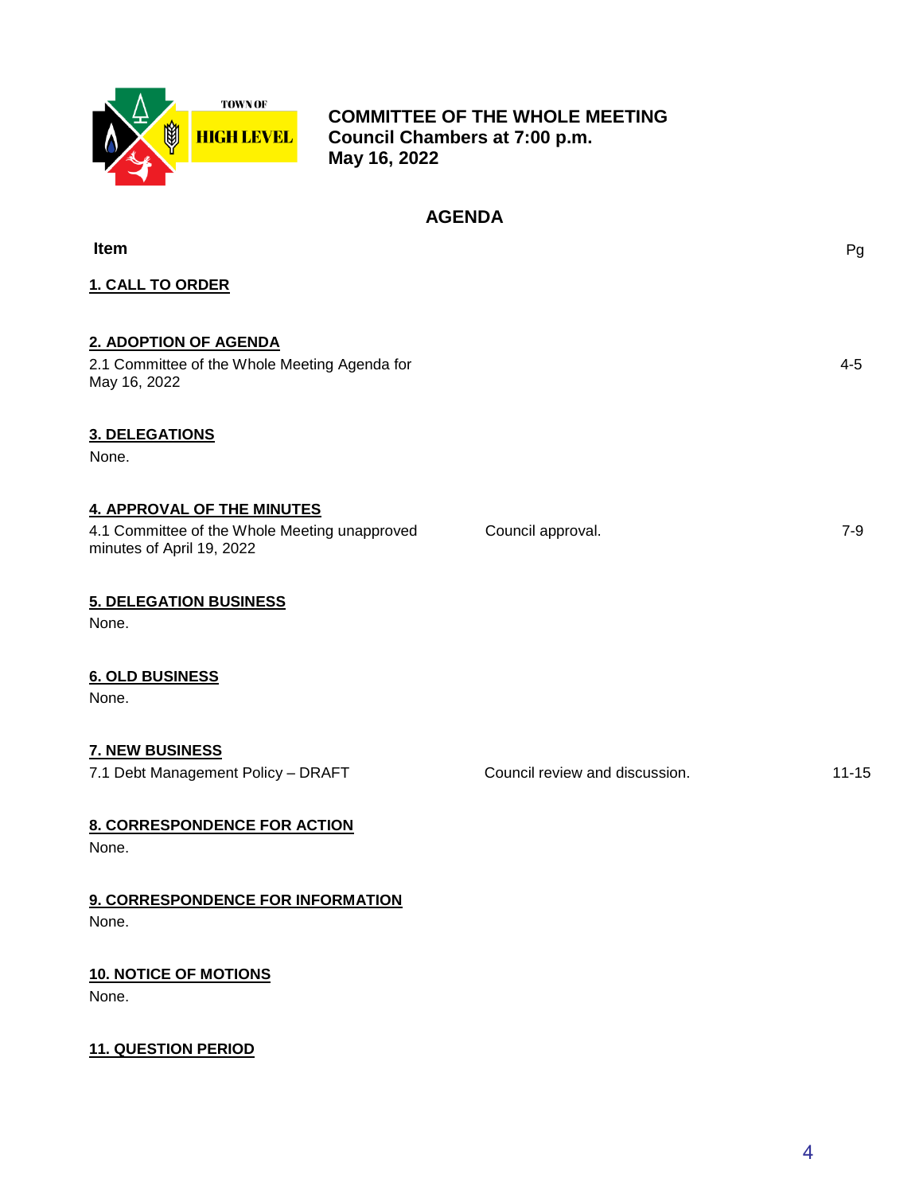TOWN OF HIGH LEVEL

**COMMITTEE OF THE WHOLE MEETING**
**Council Chambers at 7:00 p.m.**
**May 16, 2022**

## AGENDA

| Item | | Pg |
|---|---|---|
| **1. CALL TO ORDER** | | |
| **2. ADOPTION OF AGENDA** | | |
| 2.1 Committee of the Whole Meeting Agenda for May 16, 2022 | | 4-5 |
| **3. DELEGATIONS** | | |
| None. | | |
| **4. APPROVAL OF THE MINUTES** | | |
| 4.1 Committee of the Whole Meeting unapproved minutes of April 19, 2022 | Council approval. | 7-9 |
| **5. DELEGATION BUSINESS** | | |
| None. | | |
| **6. OLD BUSINESS** | | |
| None. | | |
| **7. NEW BUSINESS** | | |
| 7.1 Debt Management Policy – DRAFT | Council review and discussion. | 11-15 |
| **8. CORRESPONDENCE FOR ACTION** | | |
| None. | | |
| **9. CORRESPONDENCE FOR INFORMATION** | | |
| None. | | |
| **10. NOTICE OF MOTIONS** | | |
| None. | | |
| **11. QUESTION PERIOD** | | |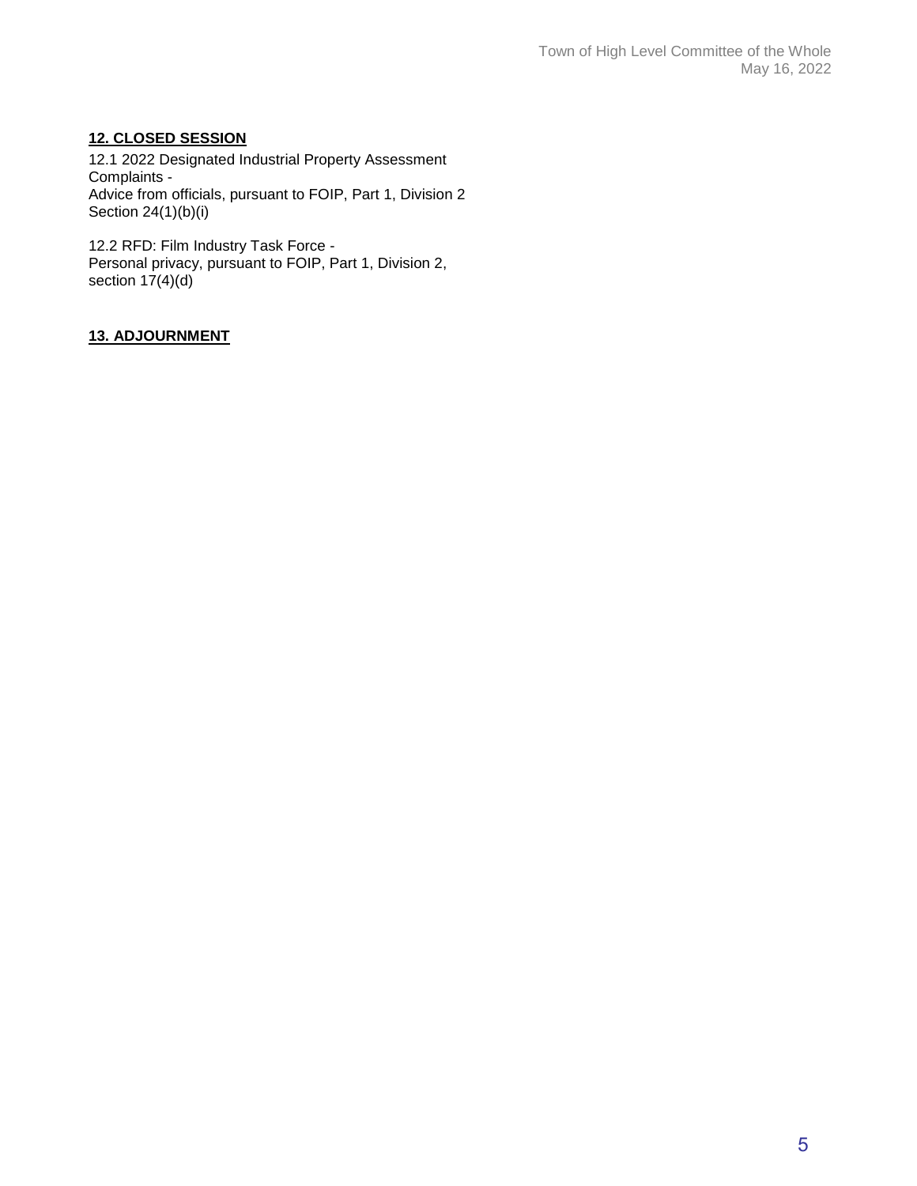## 12. CLOSED SESSION

12.1 2022 Designated Industrial Property Assessment Complaints -
Advice from officials, pursuant to FOIP, Part 1, Division 2 Section 24(1)(b)(i)

12.2 RFD: Film Industry Task Force -
Personal privacy, pursuant to FOIP, Part 1, Division 2, section 17(4)(d)

## 13. ADJOURNMENT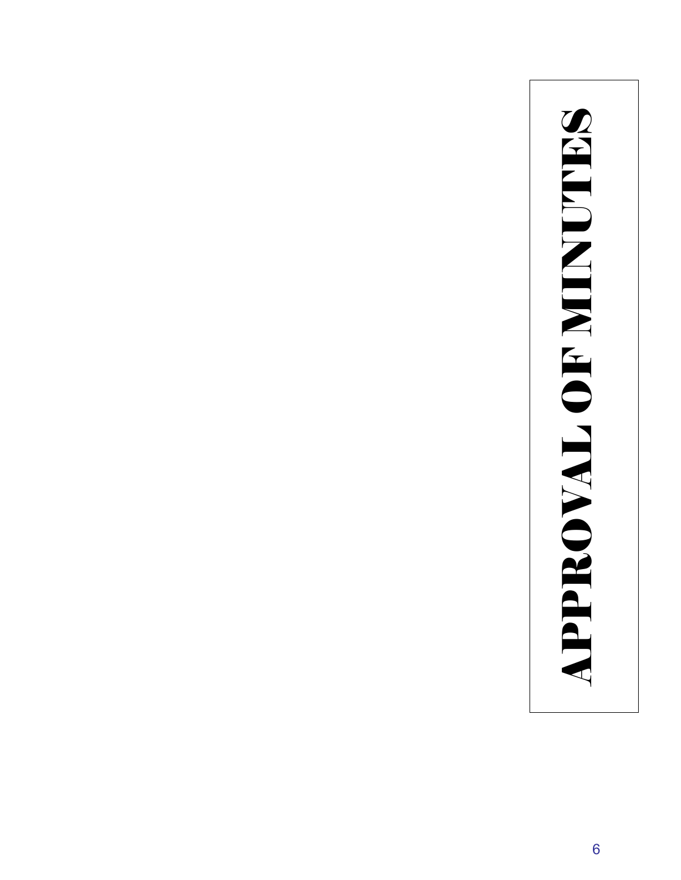# APPROVAL OF MINUTES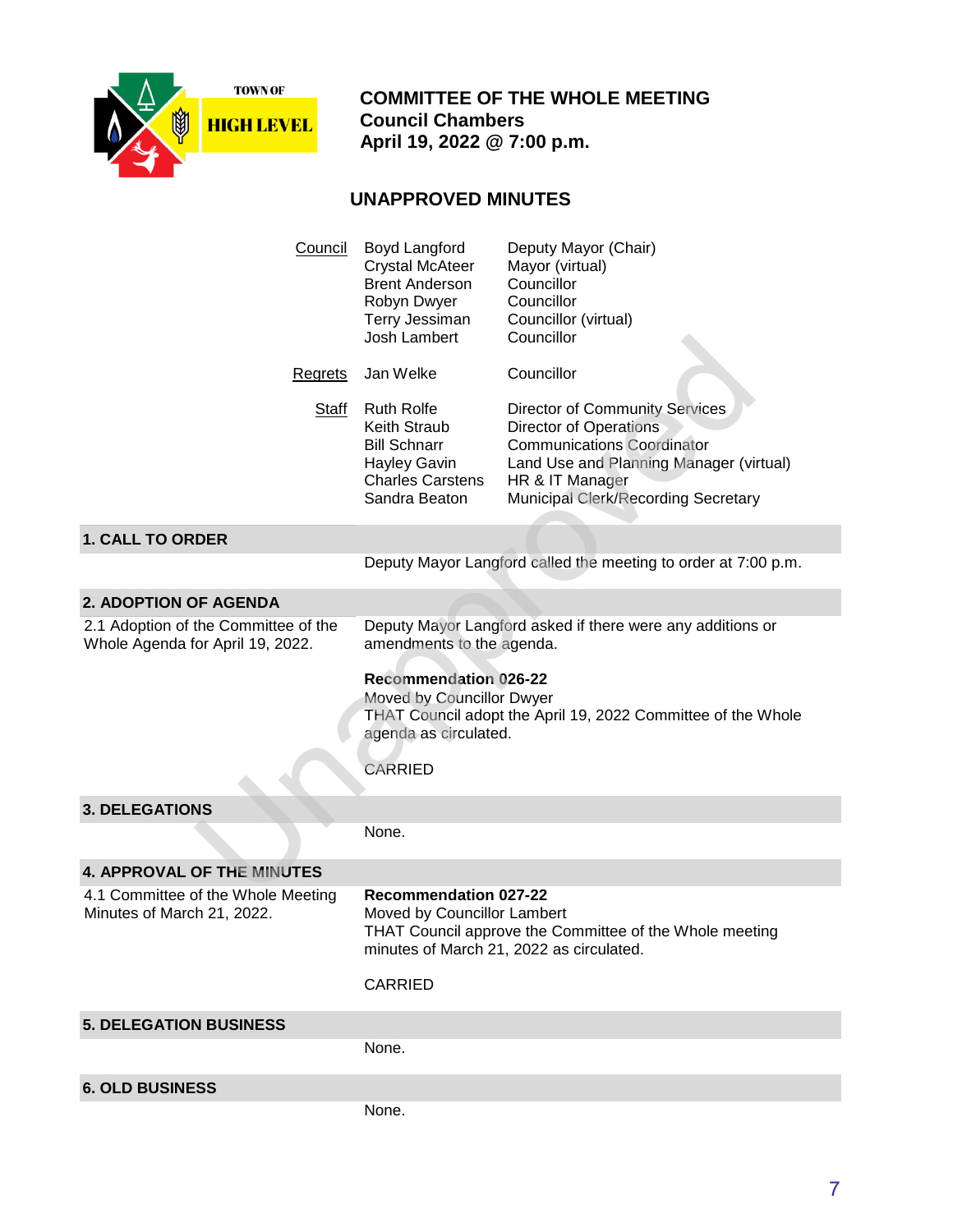TOWN OF HIGH LEVEL

# COMMITTEE OF THE WHOLE MEETING
## Council Chambers
## April 19, 2022 @ 7:00 p.m.

## UNAPPROVED MINUTES

| | | |
|---|---|---|
| Council | Boyd Langford | Deputy Mayor (Chair) |
| | Crystal McAteer | Mayor (virtual) |
| | Brent Anderson | Councillor |
| | Robyn Dwyer | Councillor |
| | Terry Jessiman | Councillor (virtual) |
| | Josh Lambert | Councillor |
| Regrets | Jan Welke | Councillor |
| Staff | Ruth Rolfe | Director of Community Services |
| | Keith Straub | Director of Operations |
| | Bill Schnarr | Communications Coordinator |
| | Hayley Gavin | Land Use and Planning Manager (virtual) |
| | Charles Carstens | HR & IT Manager |
| | Sandra Beaton | Municipal Clerk/Recording Secretary |

### 1. CALL TO ORDER

Deputy Mayor Langford called the meeting to order at 7:00 p.m.

### 2. ADOPTION OF AGENDA

2.1 Adoption of the Committee of the Whole Agenda for April 19, 2022.

Deputy Mayor Langford asked if there were any additions or amendments to the agenda.

**Recommendation 026-22**
Moved by Councillor Dwyer
THAT Council adopt the April 19, 2022 Committee of the Whole agenda as circulated.

CARRIED

### 3. DELEGATIONS

None.

### 4. APPROVAL OF THE MINUTES

4.1 Committee of the Whole Meeting Minutes of March 21, 2022.

**Recommendation 027-22**
Moved by Councillor Lambert
THAT Council approve the Committee of the Whole meeting minutes of March 21, 2022 as circulated.

CARRIED

### 5. DELEGATION BUSINESS

None.

### 6. OLD BUSINESS

None.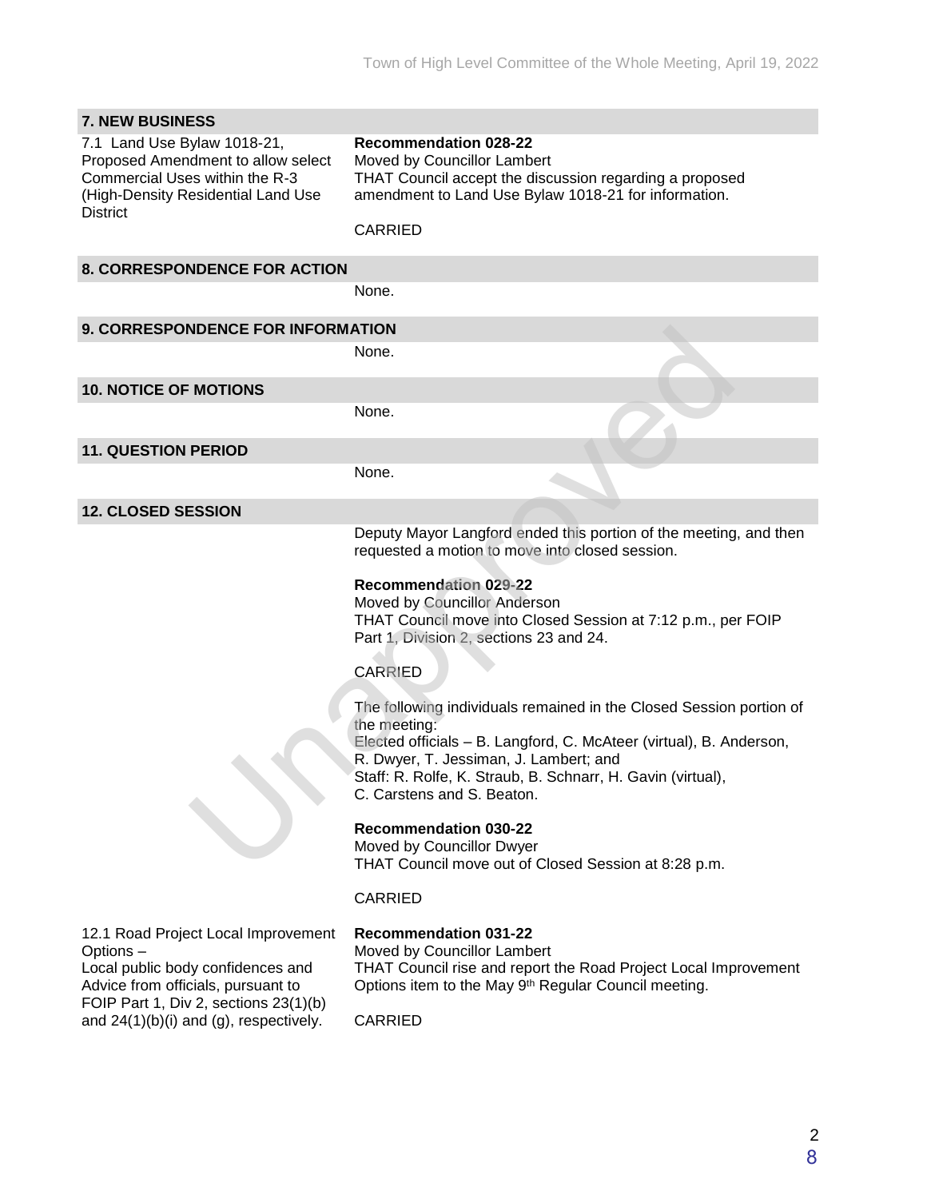## 7. NEW BUSINESS

7.1 Land Use Bylaw 1018-21, Proposed Amendment to allow select Commercial Uses within the R-3 (High-Density Residential Land Use District

**Recommendation 028-22**
Moved by Councillor Lambert
THAT Council accept the discussion regarding a proposed amendment to Land Use Bylaw 1018-21 for information.

CARRIED

## 8. CORRESPONDENCE FOR ACTION

None.

## 9. CORRESPONDENCE FOR INFORMATION

None.

## 10. NOTICE OF MOTIONS

None.

## 11. QUESTION PERIOD

None.

## 12. CLOSED SESSION

Deputy Mayor Langford ended this portion of the meeting, and then requested a motion to move into closed session.

**Recommendation 029-22**
Moved by Councillor Anderson
THAT Council move into Closed Session at 7:12 p.m., per FOIP Part 1, Division 2, sections 23 and 24.

CARRIED

The following individuals remained in the Closed Session portion of the meeting:
Elected officials – B. Langford, C. McAteer (virtual), B. Anderson, R. Dwyer, T. Jessiman, J. Lambert; and
Staff: R. Rolfe, K. Straub, B. Schnarr, H. Gavin (virtual), C. Carstens and S. Beaton.

**Recommendation 030-22**
Moved by Councillor Dwyer
THAT Council move out of Closed Session at 8:28 p.m.

CARRIED

12.1 Road Project Local Improvement Options –
Local public body confidences and Advice from officials, pursuant to FOIP Part 1, Div 2, sections 23(1)(b) and 24(1)(b)(i) and (g), respectively.

**Recommendation 031-22**
Moved by Councillor Lambert
THAT Council rise and report the Road Project Local Improvement Options item to the May 9th Regular Council meeting.

CARRIED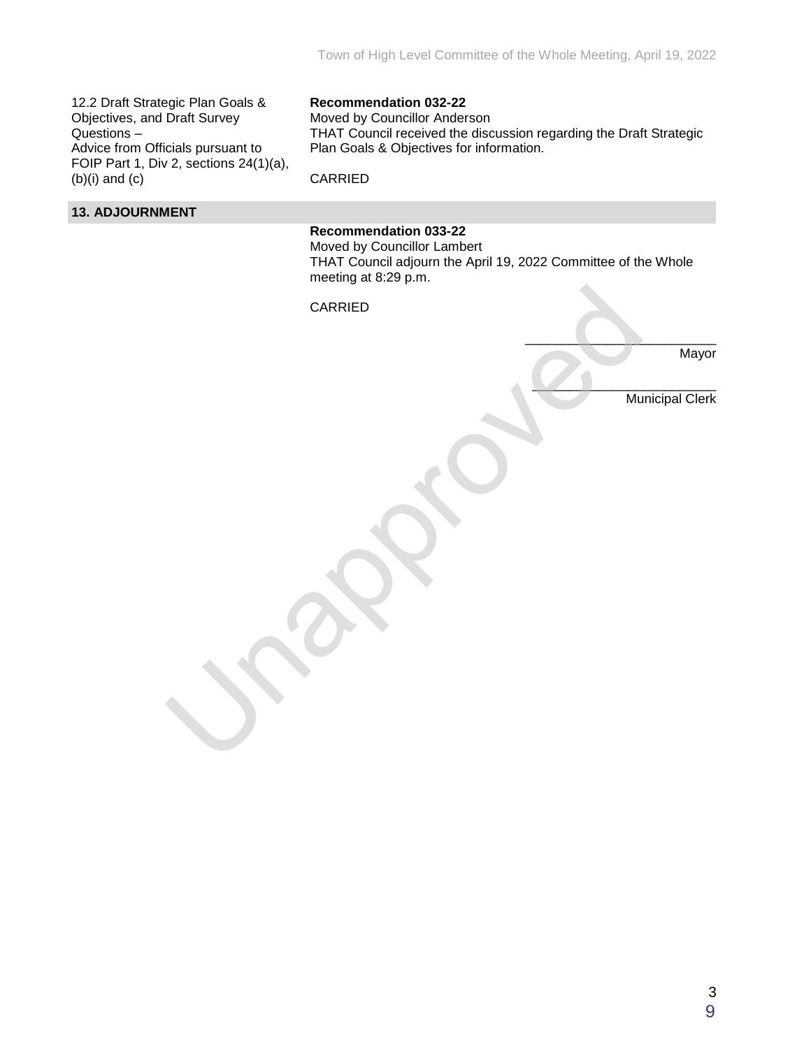| | |
|---|---|
| 12.2 Draft Strategic Plan Goals & Objectives, and Draft Survey Questions – Advice from Officials pursuant to FOIP Part 1, Div 2, sections 24(1)(a), (b)(i) and (c) | **Recommendation 032-22**<br>Moved by Councillor Anderson<br>THAT Council received the discussion regarding the Draft Strategic Plan Goals & Objectives for information.<br><br>CARRIED |

## 13. ADJOURNMENT

**Recommendation 033-22**
Moved by Councillor Lambert
THAT Council adjourn the April 19, 2022 Committee of the Whole meeting at 8:29 p.m.

CARRIED

___________________________
Mayor

___________________________
Municipal Clerk

Unapproved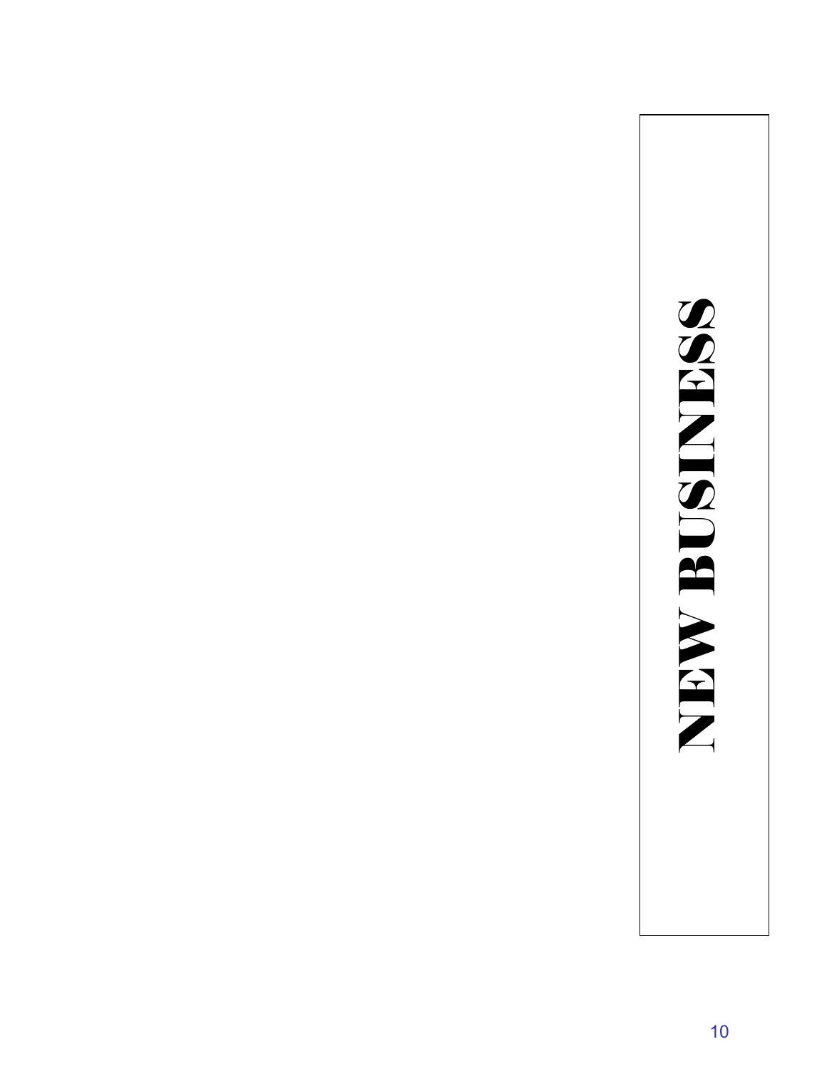# NEW BUSINESS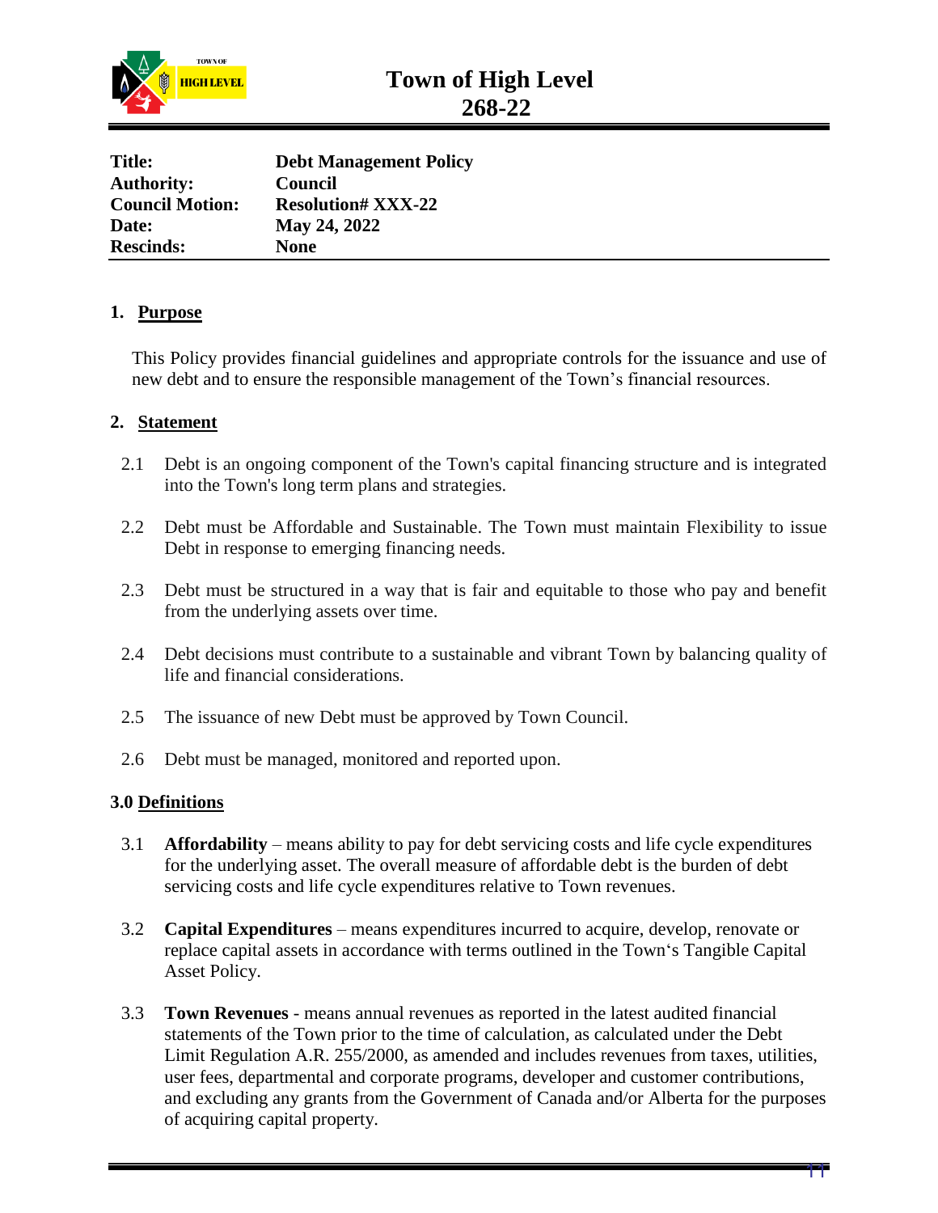# Town of High Level
# 268-22

| | |
|---|---|
| **Title:** | **Debt Management Policy** |
| **Authority:** | **Council** |
| **Council Motion:** | **Resolution# XXX-22** |
| **Date:** | **May 24, 2022** |
| **Rescinds:** | **None** |

## 1. Purpose

This Policy provides financial guidelines and appropriate controls for the issuance and use of new debt and to ensure the responsible management of the Town's financial resources.

## 2. Statement

2.1 Debt is an ongoing component of the Town's capital financing structure and is integrated into the Town's long term plans and strategies.

2.2 Debt must be Affordable and Sustainable. The Town must maintain Flexibility to issue Debt in response to emerging financing needs.

2.3 Debt must be structured in a way that is fair and equitable to those who pay and benefit from the underlying assets over time.

2.4 Debt decisions must contribute to a sustainable and vibrant Town by balancing quality of life and financial considerations.

2.5 The issuance of new Debt must be approved by Town Council.

2.6 Debt must be managed, monitored and reported upon.

## 3.0 Definitions

3.1 **Affordability** – means ability to pay for debt servicing costs and life cycle expenditures for the underlying asset. The overall measure of affordable debt is the burden of debt servicing costs and life cycle expenditures relative to Town revenues.

3.2 **Capital Expenditures** – means expenditures incurred to acquire, develop, renovate or replace capital assets in accordance with terms outlined in the Town's Tangible Capital Asset Policy.

3.3 **Town Revenues** - means annual revenues as reported in the latest audited financial statements of the Town prior to the time of calculation, as calculated under the Debt Limit Regulation A.R. 255/2000, as amended and includes revenues from taxes, utilities, user fees, departmental and corporate programs, developer and customer contributions, and excluding any grants from the Government of Canada and/or Alberta for the purposes of acquiring capital property.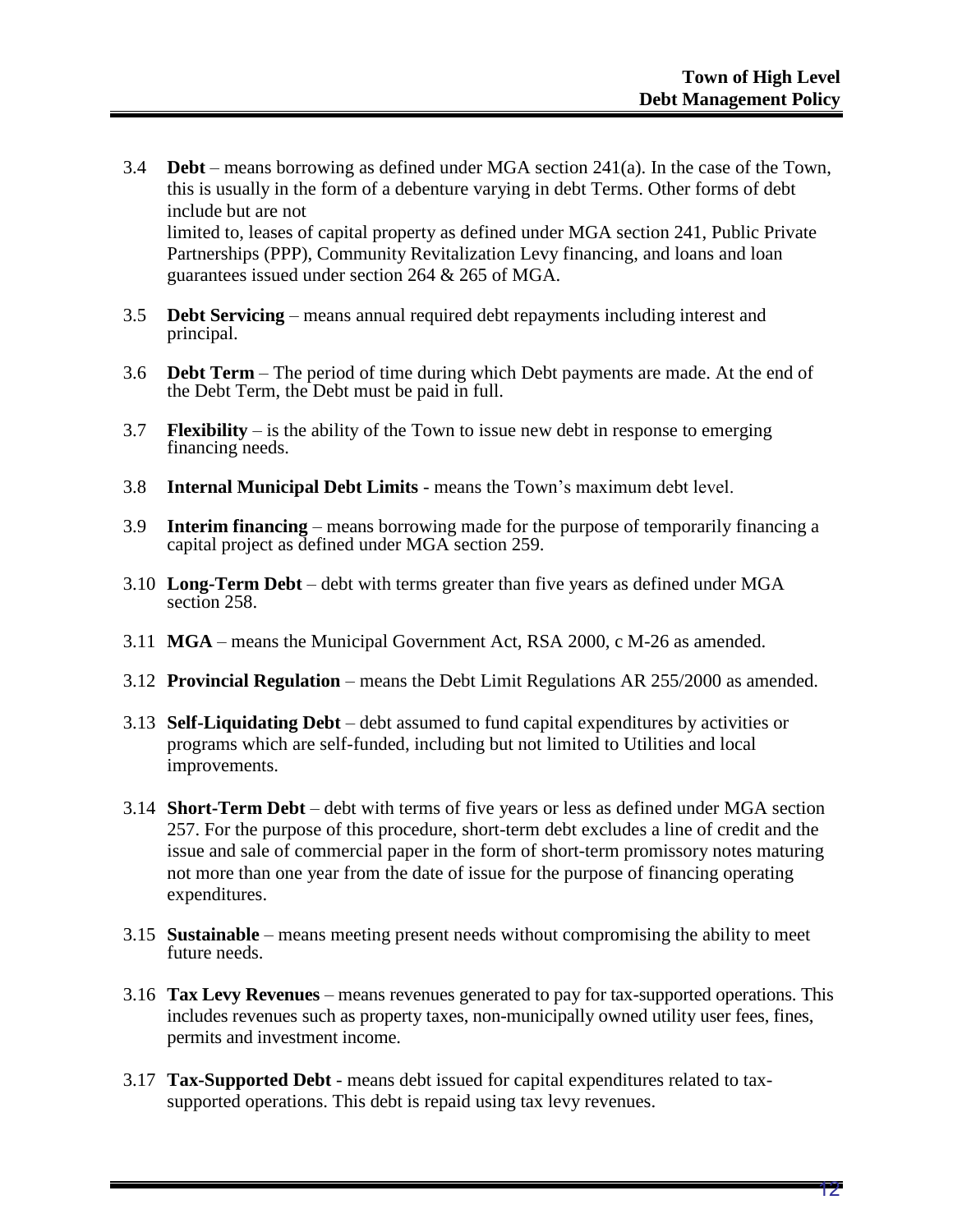3.4 **Debt** – means borrowing as defined under MGA section 241(a). In the case of the Town, this is usually in the form of a debenture varying in debt Terms. Other forms of debt include but are not limited to, leases of capital property as defined under MGA section 241, Public Private Partnerships (PPP), Community Revitalization Levy financing, and loans and loan guarantees issued under section 264 & 265 of MGA.

3.5 **Debt Servicing** – means annual required debt repayments including interest and principal.

3.6 **Debt Term** – The period of time during which Debt payments are made. At the end of the Debt Term, the Debt must be paid in full.

3.7 **Flexibility** – is the ability of the Town to issue new debt in response to emerging financing needs.

3.8 **Internal Municipal Debt Limits** - means the Town's maximum debt level.

3.9 **Interim financing** – means borrowing made for the purpose of temporarily financing a capital project as defined under MGA section 259.

3.10 **Long-Term Debt** – debt with terms greater than five years as defined under MGA section 258.

3.11 **MGA** – means the Municipal Government Act, RSA 2000, c M-26 as amended.

3.12 **Provincial Regulation** – means the Debt Limit Regulations AR 255/2000 as amended.

3.13 **Self-Liquidating Debt** – debt assumed to fund capital expenditures by activities or programs which are self-funded, including but not limited to Utilities and local improvements.

3.14 **Short-Term Debt** – debt with terms of five years or less as defined under MGA section 257. For the purpose of this procedure, short-term debt excludes a line of credit and the issue and sale of commercial paper in the form of short-term promissory notes maturing not more than one year from the date of issue for the purpose of financing operating expenditures.

3.15 **Sustainable** – means meeting present needs without compromising the ability to meet future needs.

3.16 **Tax Levy Revenues** – means revenues generated to pay for tax-supported operations. This includes revenues such as property taxes, non-municipally owned utility user fees, fines, permits and investment income.

3.17 **Tax-Supported Debt** - means debt issued for capital expenditures related to tax-supported operations. This debt is repaid using tax levy revenues.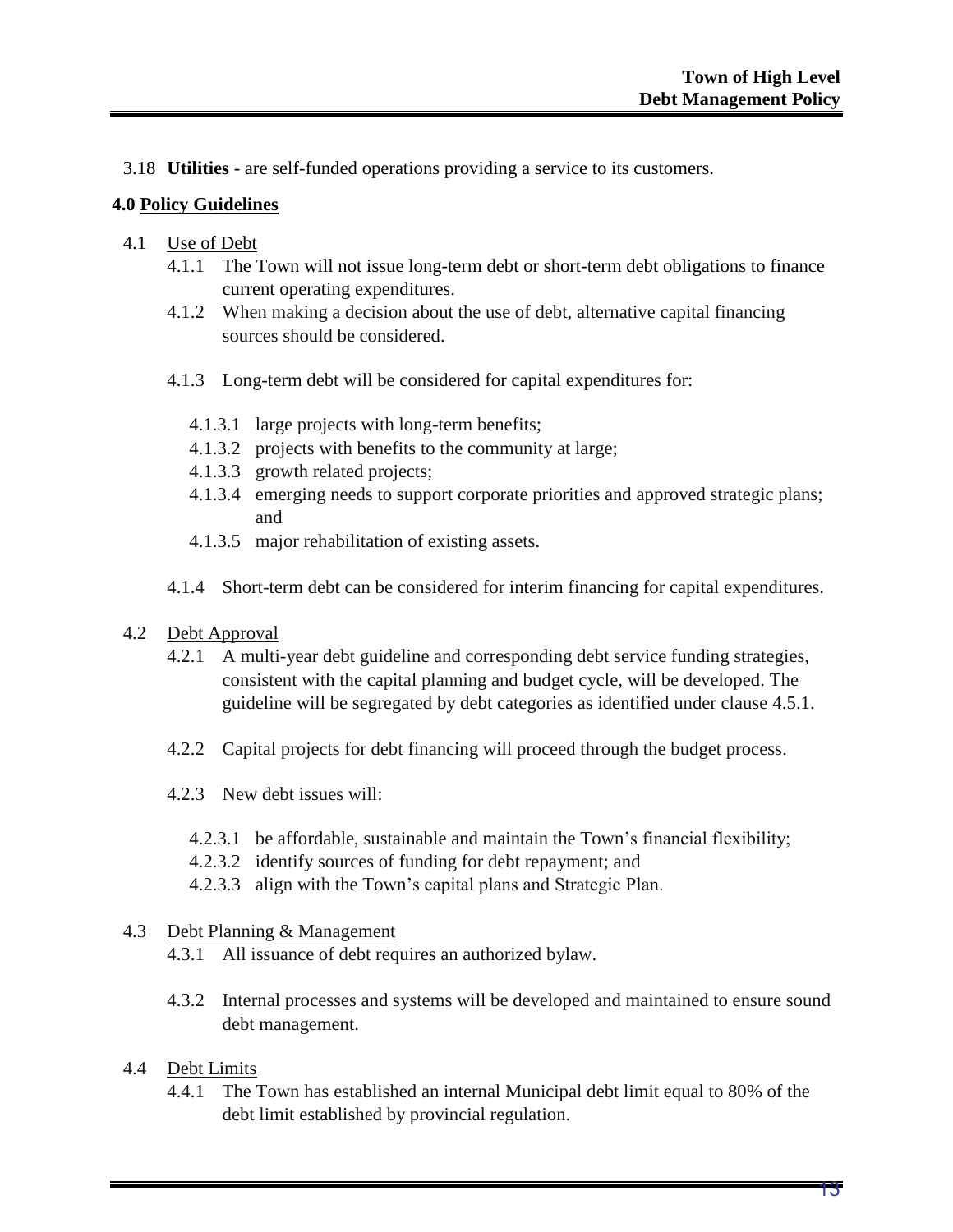3.18 **Utilities** - are self-funded operations providing a service to its customers.

## 4.0 Policy Guidelines

4.1 Use of Debt

4.1.1 The Town will not issue long-term debt or short-term debt obligations to finance current operating expenditures.

4.1.2 When making a decision about the use of debt, alternative capital financing sources should be considered.

4.1.3 Long-term debt will be considered for capital expenditures for:

4.1.3.1 large projects with long-term benefits;

4.1.3.2 projects with benefits to the community at large;

4.1.3.3 growth related projects;

4.1.3.4 emerging needs to support corporate priorities and approved strategic plans; and

4.1.3.5 major rehabilitation of existing assets.

4.1.4 Short-term debt can be considered for interim financing for capital expenditures.

4.2 Debt Approval

4.2.1 A multi-year debt guideline and corresponding debt service funding strategies, consistent with the capital planning and budget cycle, will be developed. The guideline will be segregated by debt categories as identified under clause 4.5.1.

4.2.2 Capital projects for debt financing will proceed through the budget process.

4.2.3 New debt issues will:

4.2.3.1 be affordable, sustainable and maintain the Town's financial flexibility;

4.2.3.2 identify sources of funding for debt repayment; and

4.2.3.3 align with the Town's capital plans and Strategic Plan.

4.3 Debt Planning & Management

4.3.1 All issuance of debt requires an authorized bylaw.

4.3.2 Internal processes and systems will be developed and maintained to ensure sound debt management.

4.4 Debt Limits

4.4.1 The Town has established an internal Municipal debt limit equal to 80% of the debt limit established by provincial regulation.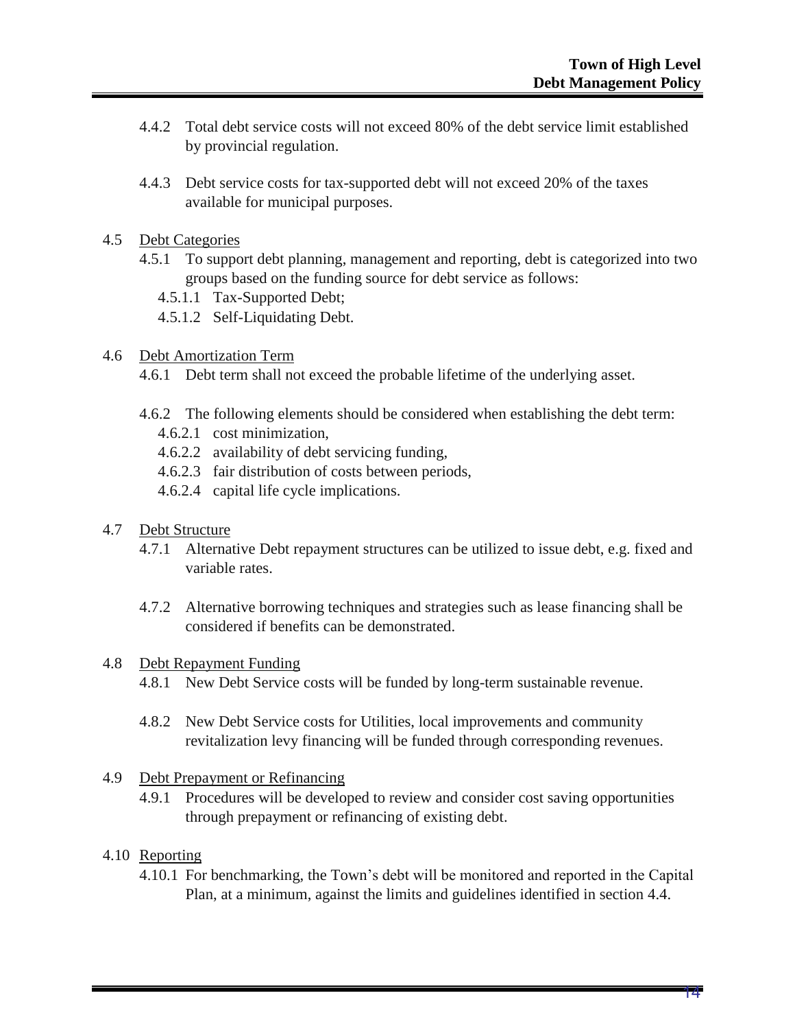4.4.2 Total debt service costs will not exceed 80% of the debt service limit established by provincial regulation.

4.4.3 Debt service costs for tax-supported debt will not exceed 20% of the taxes available for municipal purposes.

4.5 Debt Categories

4.5.1 To support debt planning, management and reporting, debt is categorized into two groups based on the funding source for debt service as follows:

4.5.1.1 Tax-Supported Debt;

4.5.1.2 Self-Liquidating Debt.

4.6 Debt Amortization Term

4.6.1 Debt term shall not exceed the probable lifetime of the underlying asset.

4.6.2 The following elements should be considered when establishing the debt term:

4.6.2.1 cost minimization,

4.6.2.2 availability of debt servicing funding,

4.6.2.3 fair distribution of costs between periods,

4.6.2.4 capital life cycle implications.

4.7 Debt Structure

4.7.1 Alternative Debt repayment structures can be utilized to issue debt, e.g. fixed and variable rates.

4.7.2 Alternative borrowing techniques and strategies such as lease financing shall be considered if benefits can be demonstrated.

4.8 Debt Repayment Funding

4.8.1 New Debt Service costs will be funded by long-term sustainable revenue.

4.8.2 New Debt Service costs for Utilities, local improvements and community revitalization levy financing will be funded through corresponding revenues.

4.9 Debt Prepayment or Refinancing

4.9.1 Procedures will be developed to review and consider cost saving opportunities through prepayment or refinancing of existing debt.

4.10 Reporting

4.10.1 For benchmarking, the Town's debt will be monitored and reported in the Capital Plan, at a minimum, against the limits and guidelines identified in section 4.4.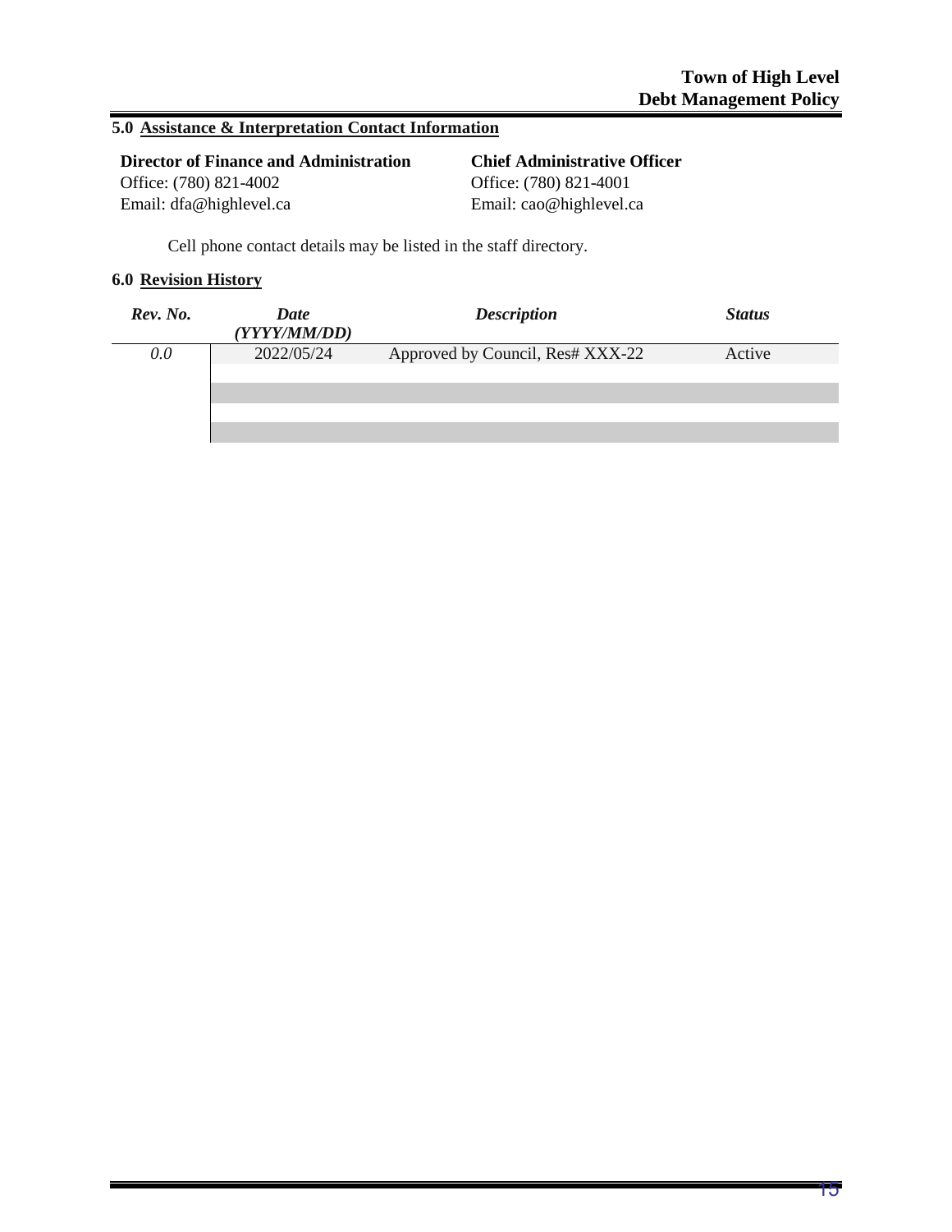## 5.0 Assistance & Interpretation Contact Information

**Director of Finance and Administration**
Office: (780) 821-4002
Email: dfa@highlevel.ca

**Chief Administrative Officer**
Office: (780) 821-4001
Email: cao@highlevel.ca

Cell phone contact details may be listed in the staff directory.

## 6.0 Revision History

| *Rev. No.* | *Date (YYYY/MM/DD)* | *Description* | *Status* |
|---|---|---|---|
| *0.0* | 2022/05/24 | Approved by Council, Res# XXX-22 | Active |
| | | | |
| | | | |
| | | | |
| | | | |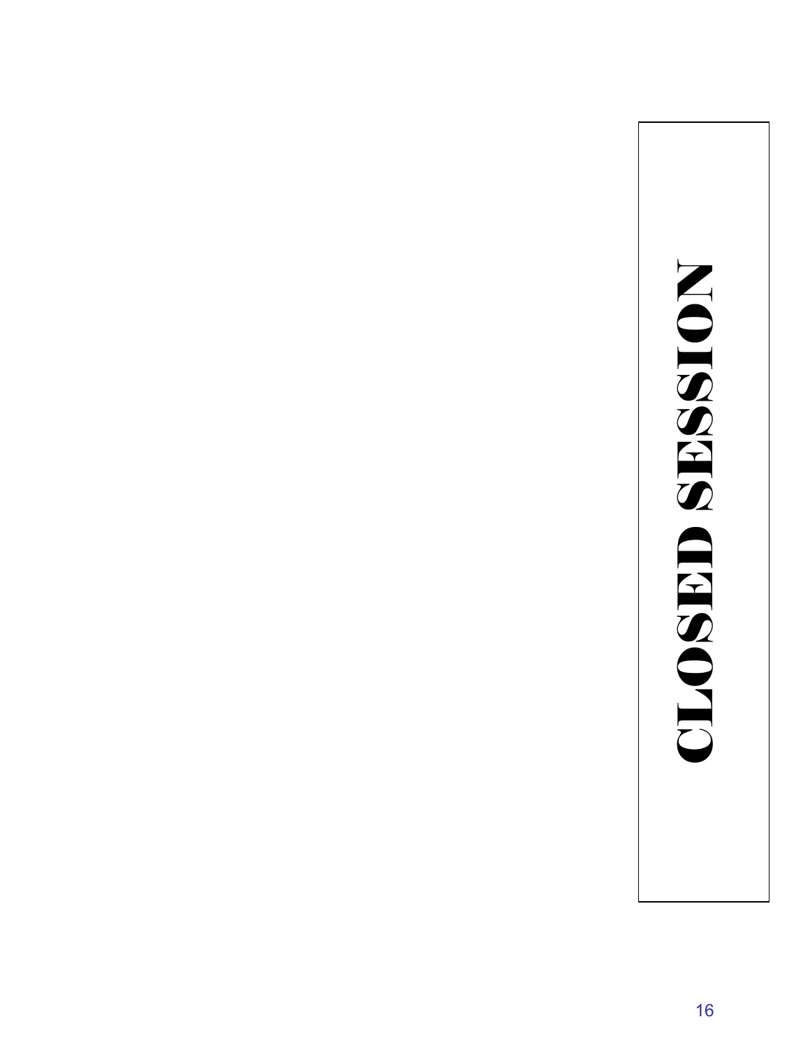# CLOSED SESSION